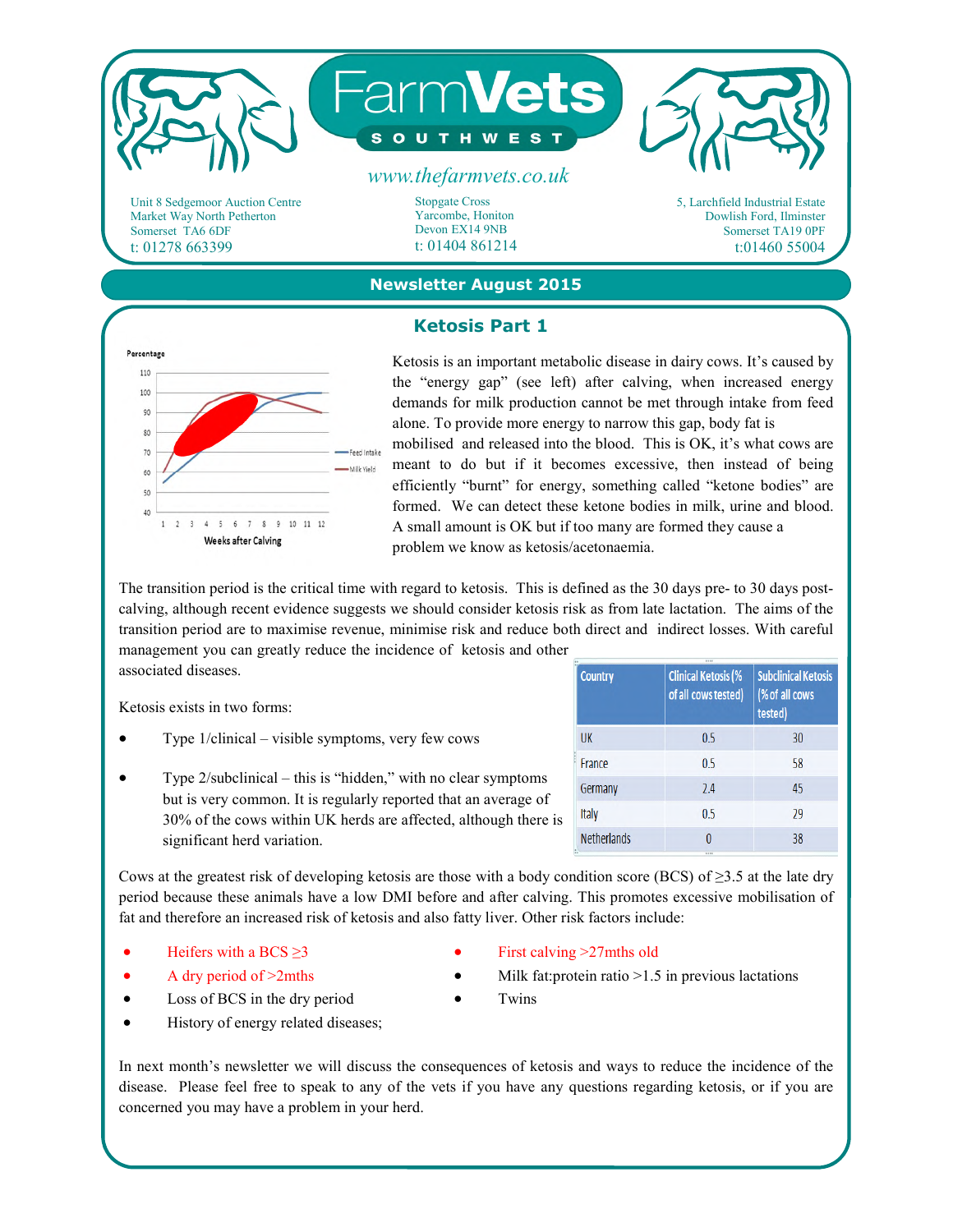# FarmVets SOUTHWEST

www.thefarmvets.co.uk

Unit 8 Sedgemoor Auction Centre
Market Way North Petherton
Somerset TA6 6DF
t: 01278 663399

Stopgate Cross
Yarcombe, Honiton
Devon EX14 9NB
t: 01404 861214

5, Larchfield Industrial Estate
Dowlish Ford, Ilminster
Somerset TA19 0PF
t:01460 55004

## Newsletter August 2015

### Ketosis Part 1

Ketosis is an important metabolic disease in dairy cows. It's caused by the "energy gap" (see left) after calving, when increased energy demands for milk production cannot be met through intake from feed alone. To provide more energy to narrow this gap, body fat is mobilised and released into the blood. This is OK, it's what cows are meant to do but if it becomes excessive, then instead of being efficiently "burnt" for energy, something called "ketone bodies" are formed. We can detect these ketone bodies in milk, urine and blood. A small amount is OK but if too many are formed they cause a problem we know as ketosis/acetonaemia.

The transition period is the critical time with regard to ketosis. This is defined as the 30 days pre- to 30 days post-calving, although recent evidence suggests we should consider ketosis risk as from late lactation. The aims of the transition period are to maximise revenue, minimise risk and reduce both direct and indirect losses. With careful management you can greatly reduce the incidence of ketosis and other associated diseases.

Ketosis exists in two forms:

- Type 1/clinical – visible symptoms, very few cows
- Type 2/subclinical – this is "hidden," with no clear symptoms but is very common. It is regularly reported that an average of 30% of the cows within UK herds are affected, although there is significant herd variation.

| Country | Clinical Ketosis (% of all cows tested) | Subclinical Ketosis (% of all cows tested) |
|---|---|---|
| UK | 0.5 | 30 |
| France | 0.5 | 58 |
| Germany | 2.4 | 45 |
| Italy | 0.5 | 29 |
| Netherlands | 0 | 38 |

Cows at the greatest risk of developing ketosis are those with a body condition score (BCS) of ≥3.5 at the late dry period because these animals have a low DMI before and after calving. This promotes excessive mobilisation of fat and therefore an increased risk of ketosis and also fatty liver. Other risk factors include:

- Heifers with a BCS ≥3
- A dry period of >2mths
- Loss of BCS in the dry period
- History of energy related diseases;
- First calving >27mths old
- Milk fat:protein ratio >1.5 in previous lactations
- Twins

In next month's newsletter we will discuss the consequences of ketosis and ways to reduce the incidence of the disease. Please feel free to speak to any of the vets if you have any questions regarding ketosis, or if you are concerned you may have a problem in your herd.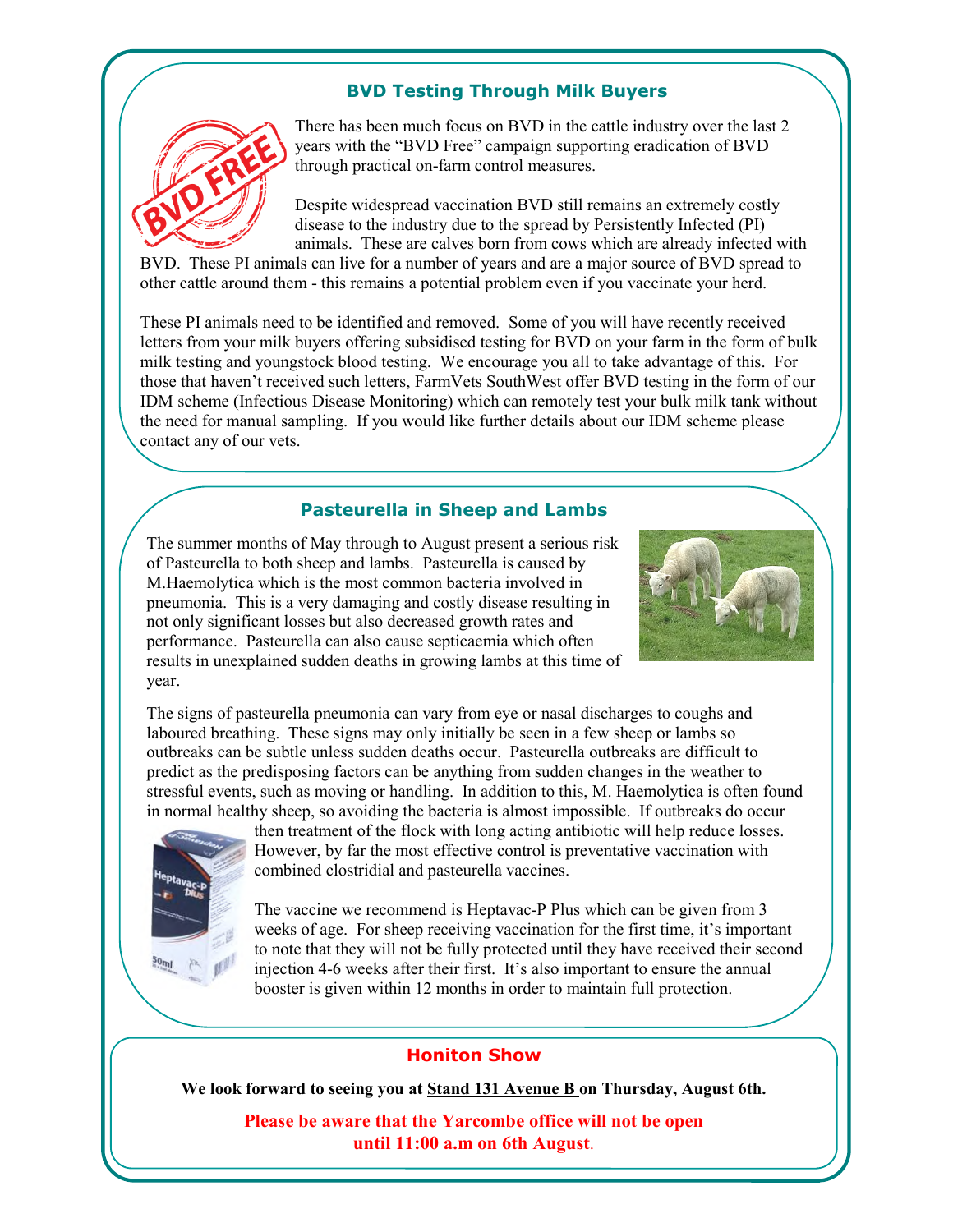## BVD Testing Through Milk Buyers

There has been much focus on BVD in the cattle industry over the last 2 years with the "BVD Free" campaign supporting eradication of BVD through practical on-farm control measures.

Despite widespread vaccination BVD still remains an extremely costly disease to the industry due to the spread by Persistently Infected (PI) animals. These are calves born from cows which are already infected with BVD. These PI animals can live for a number of years and are a major source of BVD spread to other cattle around them - this remains a potential problem even if you vaccinate your herd.

These PI animals need to be identified and removed. Some of you will have recently received letters from your milk buyers offering subsidised testing for BVD on your farm in the form of bulk milk testing and youngstock blood testing. We encourage you all to take advantage of this. For those that haven't received such letters, FarmVets SouthWest offer BVD testing in the form of our IDM scheme (Infectious Disease Monitoring) which can remotely test your bulk milk tank without the need for manual sampling. If you would like further details about our IDM scheme please contact any of our vets.

## Pasteurella in Sheep and Lambs

The summer months of May through to August present a serious risk of Pasteurella to both sheep and lambs. Pasteurella is caused by M.Haemolytica which is the most common bacteria involved in pneumonia. This is a very damaging and costly disease resulting in not only significant losses but also decreased growth rates and performance. Pasteurella can also cause septicaemia which often results in unexplained sudden deaths in growing lambs at this time of year.

The signs of pasteurella pneumonia can vary from eye or nasal discharges to coughs and laboured breathing. These signs may only initially be seen in a few sheep or lambs so outbreaks can be subtle unless sudden deaths occur. Pasteurella outbreaks are difficult to predict as the predisposing factors can be anything from sudden changes in the weather to stressful events, such as moving or handling. In addition to this, M. Haemolytica is often found in normal healthy sheep, so avoiding the bacteria is almost impossible. If outbreaks do occur then treatment of the flock with long acting antibiotic will help reduce losses. However, by far the most effective control is preventative vaccination with combined clostridial and pasteurella vaccines.

The vaccine we recommend is Heptavac-P Plus which can be given from 3 weeks of age. For sheep receiving vaccination for the first time, it's important to note that they will not be fully protected until they have received their second injection 4-6 weeks after their first. It's also important to ensure the annual booster is given within 12 months in order to maintain full protection.

## Honiton Show

**We look forward to seeing you at Stand 131 Avenue B on Thursday, August 6th.**

**Please be aware that the Yarcombe office will not be open until 11:00 a.m on 6th August.**